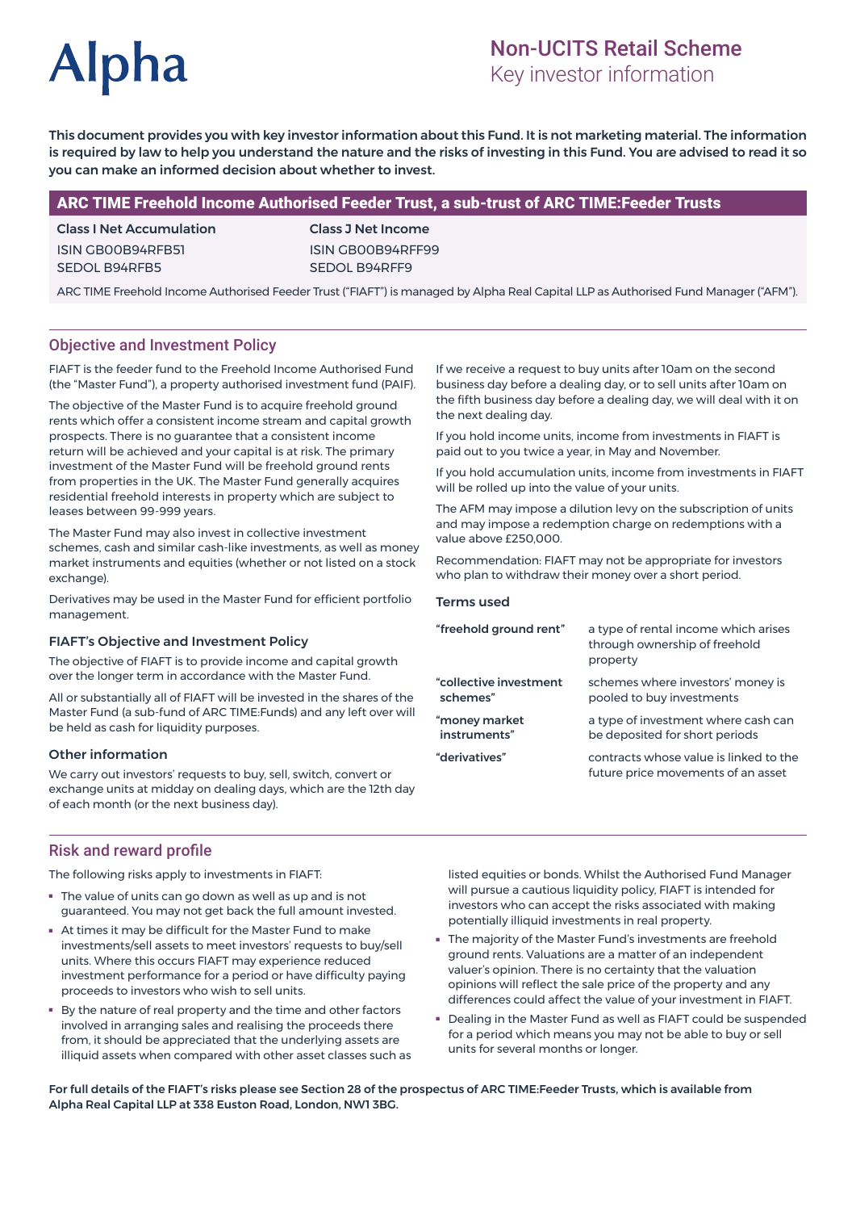Alpha

# Non-UCITS Retail Scheme
Key investor information

**This document provides you with key investor information about this Fund. It is not marketing material. The information is required by law to help you understand the nature and the risks of investing in this Fund. You are advised to read it so you can make an informed decision about whether to invest.**

## ARC TIME Freehold Income Authorised Feeder Trust, a sub-trust of ARC TIME:Feeder Trusts

| Class I Net Accumulation | Class J Net Income |
|---|---|
| ISIN GB00B94RFB51 | ISIN GB00B94RFF99 |
| SEDOL B94RFB5 | SEDOL B94RFF9 |

ARC TIME Freehold Income Authorised Feeder Trust ("FIAFT") is managed by Alpha Real Capital LLP as Authorised Fund Manager ("AFM").

## Objective and Investment Policy

FIAFT is the feeder fund to the Freehold Income Authorised Fund (the "Master Fund"), a property authorised investment fund (PAIF).

The objective of the Master Fund is to acquire freehold ground rents which offer a consistent income stream and capital growth prospects. There is no guarantee that a consistent income return will be achieved and your capital is at risk. The primary investment of the Master Fund will be freehold ground rents from properties in the UK. The Master Fund generally acquires residential freehold interests in property which are subject to leases between 99-999 years.

The Master Fund may also invest in collective investment schemes, cash and similar cash-like investments, as well as money market instruments and equities (whether or not listed on a stock exchange).

Derivatives may be used in the Master Fund for efficient portfolio management.

### FIAFT's Objective and Investment Policy

The objective of FIAFT is to provide income and capital growth over the longer term in accordance with the Master Fund.

All or substantially all of FIAFT will be invested in the shares of the Master Fund (a sub-fund of ARC TIME:Funds) and any left over will be held as cash for liquidity purposes.

### Other information

We carry out investors' requests to buy, sell, switch, convert or exchange units at midday on dealing days, which are the 12th day of each month (or the next business day).

If we receive a request to buy units after 10am on the second business day before a dealing day, or to sell units after 10am on the fifth business day before a dealing day, we will deal with it on the next dealing day.

If you hold income units, income from investments in FIAFT is paid out to you twice a year, in May and November.

If you hold accumulation units, income from investments in FIAFT will be rolled up into the value of your units.

The AFM may impose a dilution levy on the subscription of units and may impose a redemption charge on redemptions with a value above £250,000.

Recommendation: FIAFT may not be appropriate for investors who plan to withdraw their money over a short period.

### Terms used

| | |
|---|---|
| **"freehold ground rent"** | a type of rental income which arises through ownership of freehold property |
| **"collective investment schemes"** | schemes where investors' money is pooled to buy investments |
| **"money market instruments"** | a type of investment where cash can be deposited for short periods |
| **"derivatives"** | contracts whose value is linked to the future price movements of an asset |

## Risk and reward profile

The following risks apply to investments in FIAFT:

- The value of units can go down as well as up and is not guaranteed. You may not get back the full amount invested.
- At times it may be difficult for the Master Fund to make investments/sell assets to meet investors' requests to buy/sell units. Where this occurs FIAFT may experience reduced investment performance for a period or have difficulty paying proceeds to investors who wish to sell units.
- By the nature of real property and the time and other factors involved in arranging sales and realising the proceeds there from, it should be appreciated that the underlying assets are illiquid assets when compared with other asset classes such as listed equities or bonds. Whilst the Authorised Fund Manager will pursue a cautious liquidity policy, FIAFT is intended for investors who can accept the risks associated with making potentially illiquid investments in real property.
- The majority of the Master Fund's investments are freehold ground rents. Valuations are a matter of an independent valuer's opinion. There is no certainty that the valuation opinions will reflect the sale price of the property and any differences could affect the value of your investment in FIAFT.
- Dealing in the Master Fund as well as FIAFT could be suspended for a period which means you may not be able to buy or sell units for several months or longer.

**For full details of the FIAFT's risks see Section 28 of the prospectus of ARC TIME:Feeder Trusts, which is available from Alpha Real Capital LLP at 338 Euston Road, London, NW1 3BG.**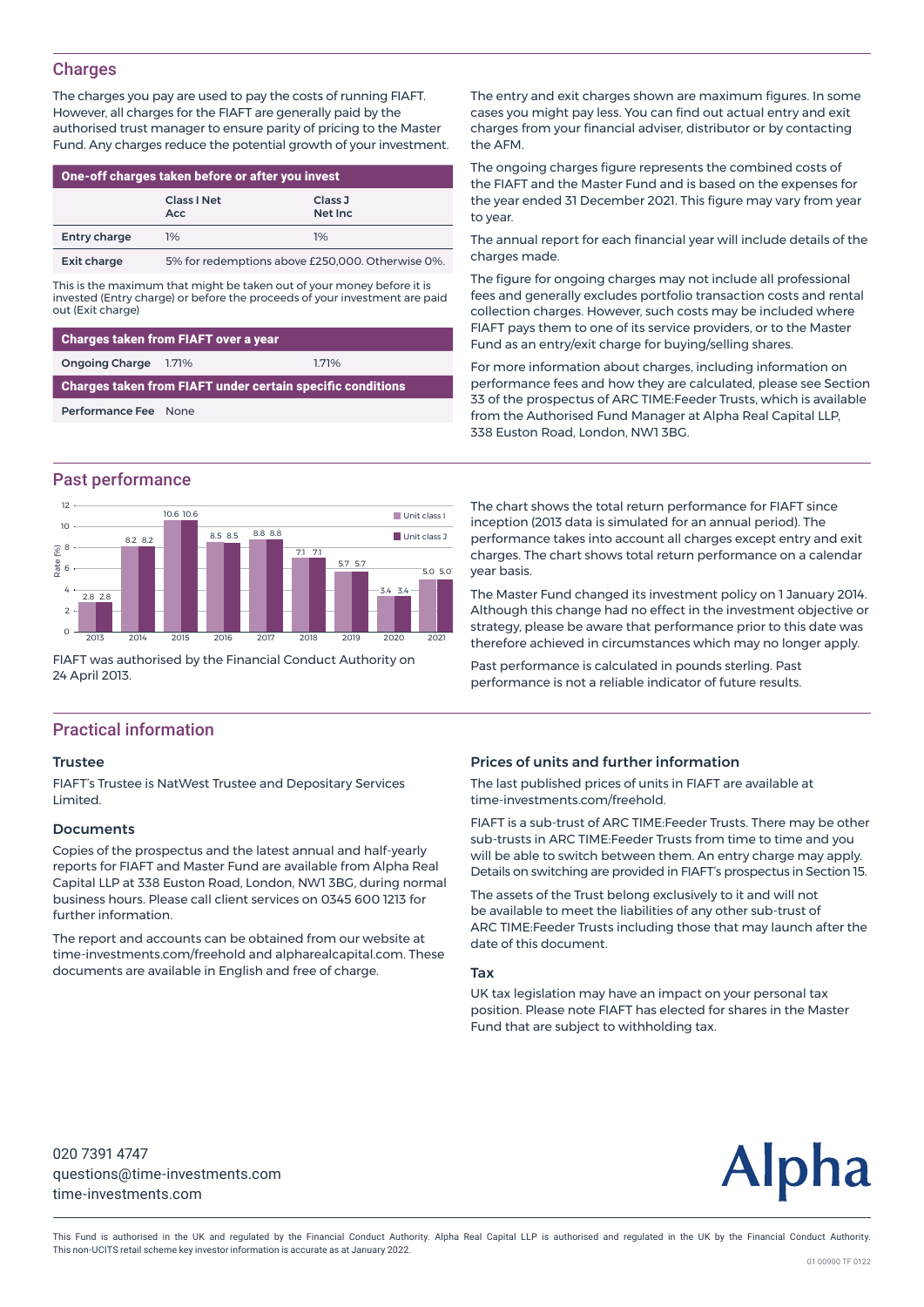## Charges

The charges you pay are used to pay the costs of running FIAFT. However, all charges for the FIAFT are generally paid by the authorised trust manager to ensure parity of pricing to the Master Fund. Any charges reduce the potential growth of your investment.

| One-off charges taken before or after you invest | | |
|---|---|---|
| | Class I Net Acc | Class J Net Inc |
| Entry charge | 1% | 1% |
| Exit charge | 5% for redemptions above £250,000. Otherwise 0%. | |

This is the maximum that might be taken out of your money before it is invested (Entry charge) or before the proceeds of your investment are paid out (Exit charge)

| Charges taken from FIAFT over a year | | |
|---|---|---|
| Ongoing Charge | 1.71% | 1.71% |
| **Charges taken from FIAFT under certain specific conditions** | | |
| Performance Fee | None | |

The entry and exit charges shown are maximum figures. In some cases you might pay less. You can find out actual entry and exit charges from your financial adviser, distributor or by contacting the AFM.

The ongoing charges figure represents the combined costs of the FIAFT and the Master Fund and is based on the expenses for the year ended 31 December 2021. This figure may vary from year to year.

The annual report for each financial year will include details of the charges made.

The figure for ongoing charges may not include all professional fees and generally excludes portfolio transaction costs and rental collection charges. However, such costs may be included where FIAFT pays them to one of its service providers, or to the Master Fund as an entry/exit charge for buying/selling shares.

For more information about charges, including information on performance fees and how they are calculated, please see Section 33 of the prospectus of ARC TIME:Feeder Trusts, which is available from the Authorised Fund Manager at Alpha Real Capital LLP, 338 Euston Road, London, NW1 3BG.

## Past performance

Rate (%)
12
10
8
6
4
2
0
2.8 2.8
8.2 8.2
10.6 10.6
8.5 8.5
8.8 8.8
7.1 7.1
5.7 5.7
3.4 3.4
5.0 5.0
2013 2014 2015 2016 2017 2018 2019 2020 2021
Unit class I
Unit class J

FIAFT was authorised by the Financial Conduct Authority on 24 April 2013.

The chart shows the total return performance for FIAFT since inception (2013 data is simulated for an annual period). The performance takes into account all charges except entry and exit charges. The chart shows total return performance on a calendar year basis.

The Master Fund changed its investment policy on 1 January 2014. Although this change had no effect in the investment objective or strategy, please be aware that performance prior to this date was therefore achieved in circumstances which may no longer apply.

Past performance is calculated in pounds sterling. Past performance is not a reliable indicator of future results.

## Practical information

### Trustee

FIAFT's Trustee is NatWest Trustee and Depositary Services Limited.

### Documents

Copies of the prospectus and the latest annual and half-yearly reports for FIAFT and Master Fund are available from Alpha Real Capital LLP at 338 Euston Road, London, NW1 3BG, during normal business hours. Please call client services on 0345 600 1213 for further information.

The report and accounts can be obtained from our website at time-investments.com/freehold and alpharealcapital.com. These documents are available in English and free of charge.

### Prices of units and further information

The last published prices of units in FIAFT are available at time-investments.com/freehold.

FIAFT is a sub-trust of ARC TIME:Feeder Trusts. There may be other sub-trusts in ARC TIME:Feeder Trusts from time to time and you will be able to switch between them. An entry charge may apply. Details on switching are provided in FIAFT's prospectus in Section 15.

The assets of the Trust belong exclusively to it and will not be available to meet the liabilities of any other sub-trust of ARC TIME:Feeder Trusts including those that may launch after the date of this document.

### Tax

UK tax legislation may have an impact on your personal tax position. Please note FIAFT has elected for shares in the Master Fund that are subject to withholding tax.

020 7391 4747
questions@time-investments.com
time-investments.com

Alpha

This Fund is authorised in the UK and regulated by the Financial Conduct Authority. Alpha Real Capital LLP is authorised and regulated in the UK by the Financial Conduct Authority. This non-UCITS retail scheme key investor information is accurate as at January 2022.

01 00900 TF 0122